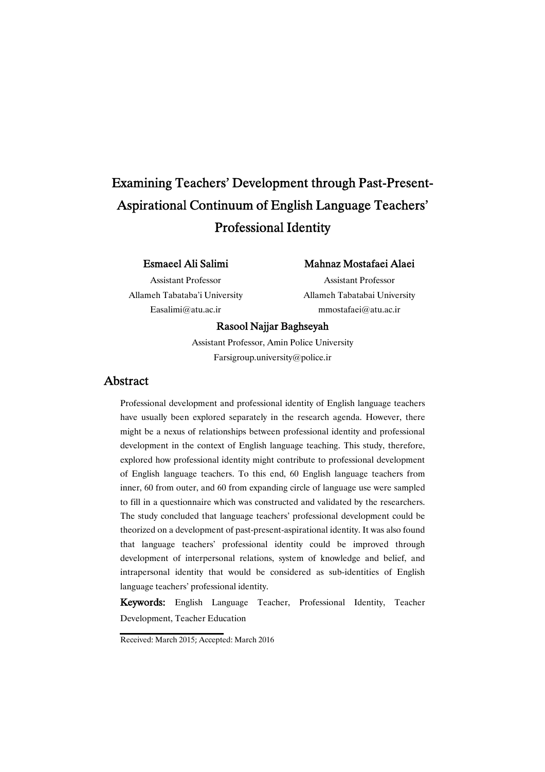# Examining Teachers' Development through Past-Present-Aspirational Continuum of English Language Teachers' Professional Identity

**Esmaeel Ali Salimi**
Assistant Professor
Allameh Tabataba'i University
Easalimi@atu.ac.ir

**Mahnaz Mostafaei Alaei**
Assistant Professor
Allameh Tabatabai University
mmostafaei@atu.ac.ir

**Rasool Najjar Baghseyah**
Assistant Professor, Amin Police University
Farsigroup.university@police.ir

## Abstract

Professional development and professional identity of English language teachers have usually been explored separately in the research agenda. However, there might be a nexus of relationships between professional identity and professional development in the context of English language teaching. This study, therefore, explored how professional identity might contribute to professional development of English language teachers. To this end, 60 English language teachers from inner, 60 from outer, and 60 from expanding circle of language use were sampled to fill in a questionnaire which was constructed and validated by the researchers. The study concluded that language teachers' professional development could be theorized on a development of past-present-aspirational identity. It was also found that language teachers' professional identity could be improved through development of interpersonal relations, system of knowledge and belief, and intrapersonal identity that would be considered as sub-identities of English language teachers' professional identity.

**Keywords:** English Language Teacher, Professional Identity, Teacher Development, Teacher Education

Received: March 2015; Accepted: March 2016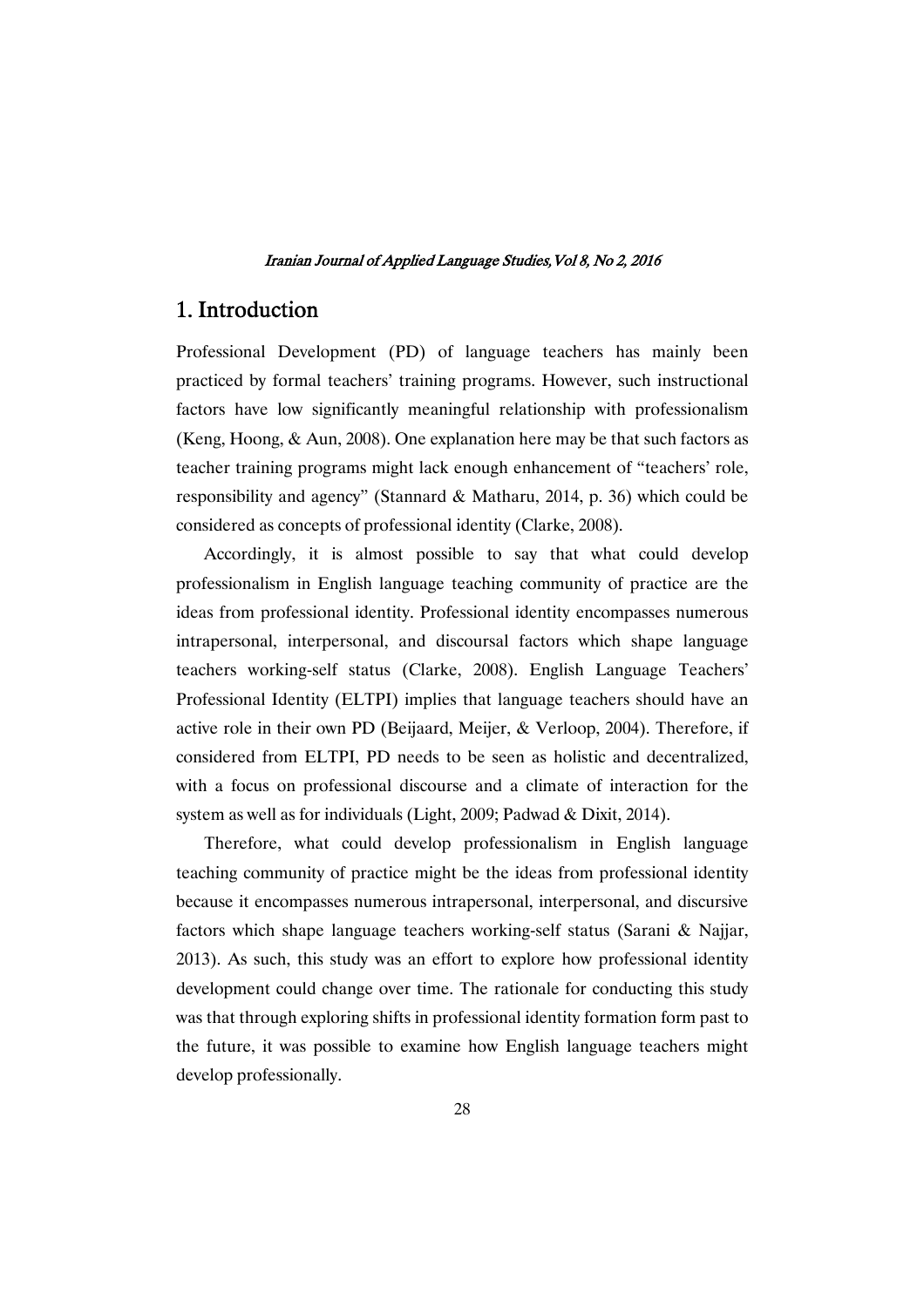## 1. Introduction

Professional Development (PD) of language teachers has mainly been practiced by formal teachers' training programs. However, such instructional factors have low significantly meaningful relationship with professionalism (Keng, Hoong, & Aun, 2008). One explanation here may be that such factors as teacher training programs might lack enough enhancement of "teachers' role, responsibility and agency" (Stannard & Matharu, 2014, p. 36) which could be considered as concepts of professional identity (Clarke, 2008).

Accordingly, it is almost possible to say that what could develop professionalism in English language teaching community of practice are the ideas from professional identity. Professional identity encompasses numerous intrapersonal, interpersonal, and discoursal factors which shape language teachers working-self status (Clarke, 2008). English Language Teachers' Professional Identity (ELTPI) implies that language teachers should have an active role in their own PD (Beijaard, Meijer, & Verloop, 2004). Therefore, if considered from ELTPI, PD needs to be seen as holistic and decentralized, with a focus on professional discourse and a climate of interaction for the system as well as for individuals (Light, 2009; Padwad & Dixit, 2014).

Therefore, what could develop professionalism in English language teaching community of practice might be the ideas from professional identity because it encompasses numerous intrapersonal, interpersonal, and discursive factors which shape language teachers working-self status (Sarani & Najjar, 2013). As such, this study was an effort to explore how professional identity development could change over time. The rationale for conducting this study was that through exploring shifts in professional identity formation form past to the future, it was possible to examine how English language teachers might develop professionally.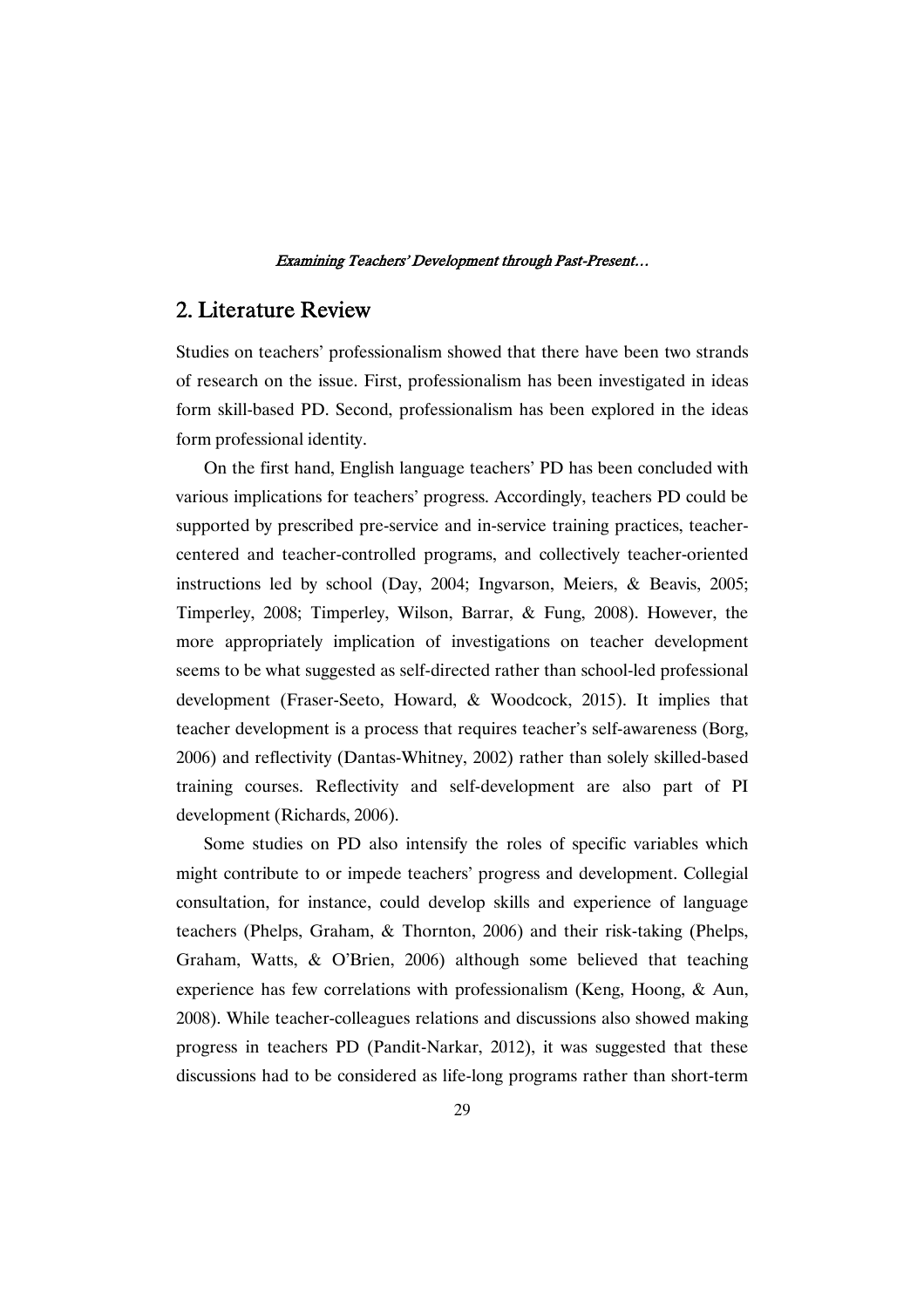## 2. Literature Review

Studies on teachers' professionalism showed that there have been two strands of research on the issue. First, professionalism has been investigated in ideas form skill-based PD. Second, professionalism has been explored in the ideas form professional identity.

On the first hand, English language teachers' PD has been concluded with various implications for teachers' progress. Accordingly, teachers PD could be supported by prescribed pre-service and in-service training practices, teacher-centered and teacher-controlled programs, and collectively teacher-oriented instructions led by school (Day, 2004; Ingvarson, Meiers, & Beavis, 2005; Timperley, 2008; Timperley, Wilson, Barrar, & Fung, 2008). However, the more appropriately implication of investigations on teacher development seems to be what suggested as self-directed rather than school-led professional development (Fraser-Seeto, Howard, & Woodcock, 2015). It implies that teacher development is a process that requires teacher's self-awareness (Borg, 2006) and reflectivity (Dantas-Whitney, 2002) rather than solely skilled-based training courses. Reflectivity and self-development are also part of PI development (Richards, 2006).

Some studies on PD also intensify the roles of specific variables which might contribute to or impede teachers' progress and development. Collegial consultation, for instance, could develop skills and experience of language teachers (Phelps, Graham, & Thornton, 2006) and their risk-taking (Phelps, Graham, Watts, & O'Brien, 2006) although some believed that teaching experience has few correlations with professionalism (Keng, Hoong, & Aun, 2008). While teacher-colleagues relations and discussions also showed making progress in teachers PD (Pandit-Narkar, 2012), it was suggested that these discussions had to be considered as life-long programs rather than short-term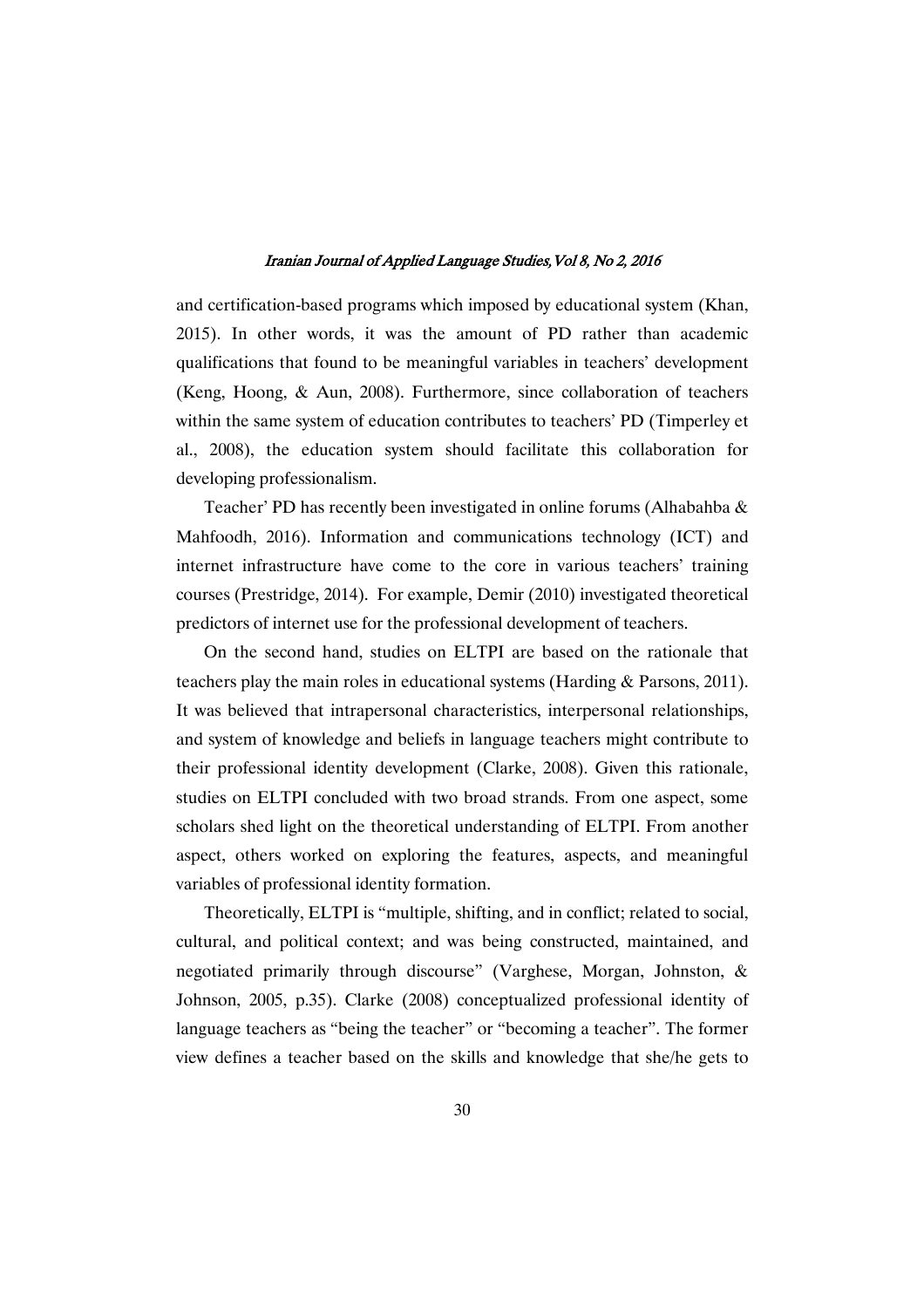and certification-based programs which imposed by educational system (Khan, 2015). In other words, it was the amount of PD rather than academic qualifications that found to be meaningful variables in teachers' development (Keng, Hoong, & Aun, 2008). Furthermore, since collaboration of teachers within the same system of education contributes to teachers' PD (Timperley et al., 2008), the education system should facilitate this collaboration for developing professionalism.

Teacher' PD has recently been investigated in online forums (Alhabahba & Mahfoodh, 2016). Information and communications technology (ICT) and internet infrastructure have come to the core in various teachers' training courses (Prestridge, 2014). For example, Demir (2010) investigated theoretical predictors of internet use for the professional development of teachers.

On the second hand, studies on ELTPI are based on the rationale that teachers play the main roles in educational systems (Harding & Parsons, 2011). It was believed that intrapersonal characteristics, interpersonal relationships, and system of knowledge and beliefs in language teachers might contribute to their professional identity development (Clarke, 2008). Given this rationale, studies on ELTPI concluded with two broad strands. From one aspect, some scholars shed light on the theoretical understanding of ELTPI. From another aspect, others worked on exploring the features, aspects, and meaningful variables of professional identity formation.

Theoretically, ELTPI is "multiple, shifting, and in conflict; related to social, cultural, and political context; and was being constructed, maintained, and negotiated primarily through discourse" (Varghese, Morgan, Johnston, & Johnson, 2005, p.35). Clarke (2008) conceptualized professional identity of language teachers as "being the teacher" or "becoming a teacher". The former view defines a teacher based on the skills and knowledge that she/he gets to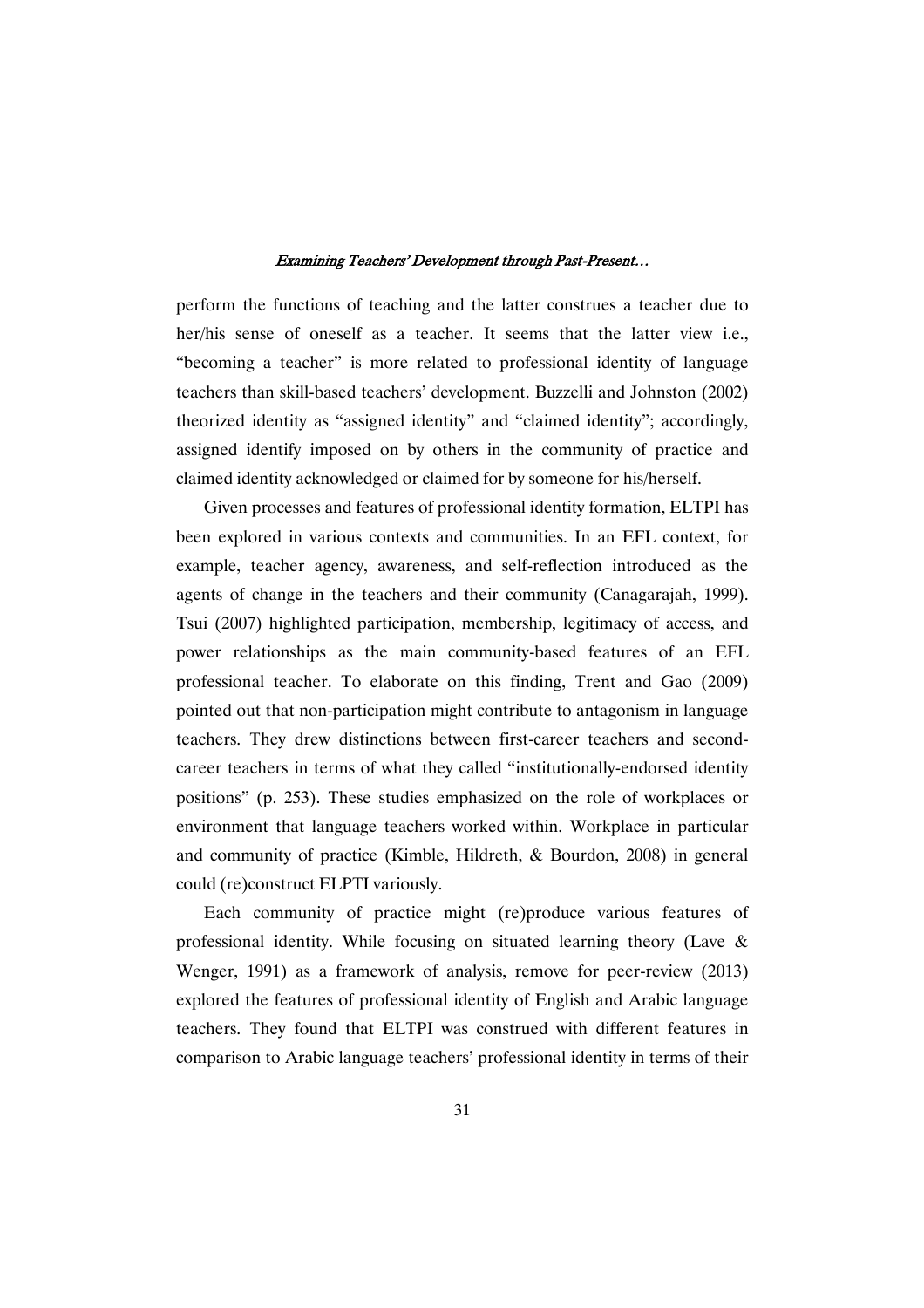perform the functions of teaching and the latter construes a teacher due to her/his sense of oneself as a teacher. It seems that the latter view i.e., "becoming a teacher" is more related to professional identity of language teachers than skill-based teachers' development. Buzzelli and Johnston (2002) theorized identity as "assigned identity" and "claimed identity"; accordingly, assigned identify imposed on by others in the community of practice and claimed identity acknowledged or claimed for by someone for his/herself.

Given processes and features of professional identity formation, ELTPI has been explored in various contexts and communities. In an EFL context, for example, teacher agency, awareness, and self-reflection introduced as the agents of change in the teachers and their community (Canagarajah, 1999). Tsui (2007) highlighted participation, membership, legitimacy of access, and power relationships as the main community-based features of an EFL professional teacher. To elaborate on this finding, Trent and Gao (2009) pointed out that non-participation might contribute to antagonism in language teachers. They drew distinctions between first-career teachers and second-career teachers in terms of what they called "institutionally-endorsed identity positions" (p. 253). These studies emphasized on the role of workplaces or environment that language teachers worked within. Workplace in particular and community of practice (Kimble, Hildreth, & Bourdon, 2008) in general could (re)construct ELPTI variously.

Each community of practice might (re)produce various features of professional identity. While focusing on situated learning theory (Lave & Wenger, 1991) as a framework of analysis, remove for peer-review (2013) explored the features of professional identity of English and Arabic language teachers. They found that ELTPI was construed with different features in comparison to Arabic language teachers' professional identity in terms of their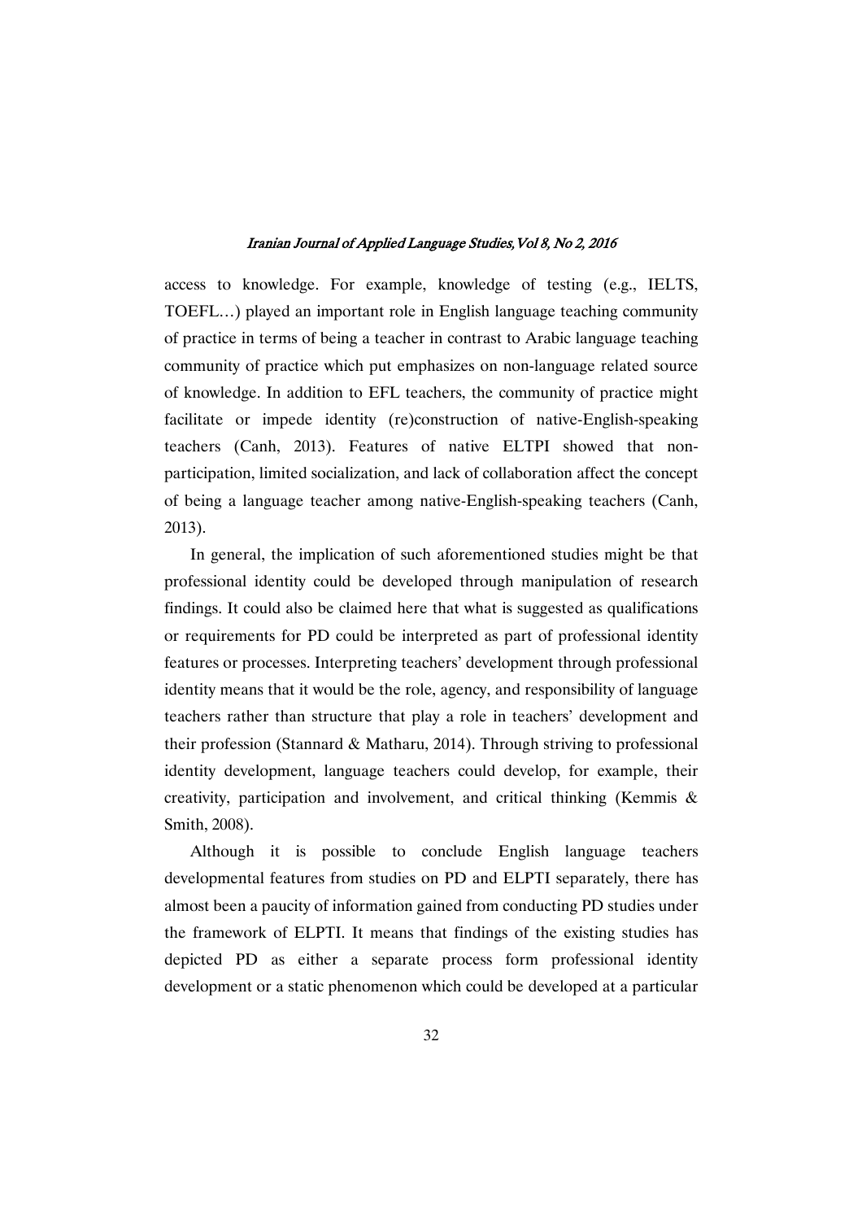access to knowledge. For example, knowledge of testing (e.g., IELTS, TOEFL…) played an important role in English language teaching community of practice in terms of being a teacher in contrast to Arabic language teaching community of practice which put emphasizes on non-language related source of knowledge. In addition to EFL teachers, the community of practice might facilitate or impede identity (re)construction of native-English-speaking teachers (Canh, 2013). Features of native ELTPI showed that non-participation, limited socialization, and lack of collaboration affect the concept of being a language teacher among native-English-speaking teachers (Canh, 2013).

In general, the implication of such aforementioned studies might be that professional identity could be developed through manipulation of research findings. It could also be claimed here that what is suggested as qualifications or requirements for PD could be interpreted as part of professional identity features or processes. Interpreting teachers' development through professional identity means that it would be the role, agency, and responsibility of language teachers rather than structure that play a role in teachers' development and their profession (Stannard & Matharu, 2014). Through striving to professional identity development, language teachers could develop, for example, their creativity, participation and involvement, and critical thinking (Kemmis & Smith, 2008).

Although it is possible to conclude English language teachers developmental features from studies on PD and ELPTI separately, there has almost been a paucity of information gained from conducting PD studies under the framework of ELPTI. It means that findings of the existing studies has depicted PD as either a separate process form professional identity development or a static phenomenon which could be developed at a particular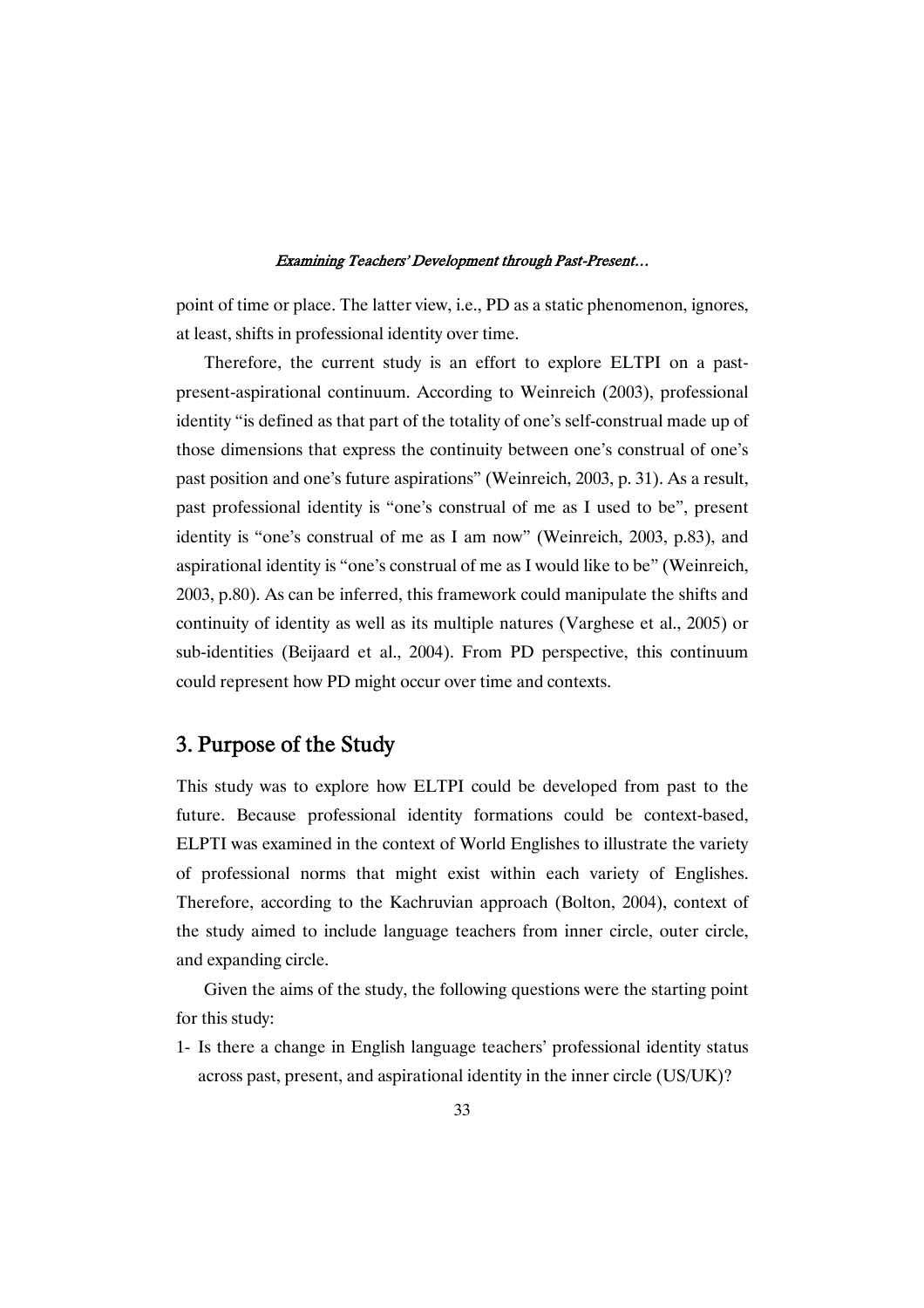point of time or place. The latter view, i.e., PD as a static phenomenon, ignores, at least, shifts in professional identity over time.

Therefore, the current study is an effort to explore ELTPI on a past-present-aspirational continuum. According to Weinreich (2003), professional identity "is defined as that part of the totality of one's self-construal made up of those dimensions that express the continuity between one's construal of one's past position and one's future aspirations" (Weinreich, 2003, p. 31). As a result, past professional identity is "one's construal of me as I used to be", present identity is "one's construal of me as I am now" (Weinreich, 2003, p.83), and aspirational identity is "one's construal of me as I would like to be" (Weinreich, 2003, p.80). As can be inferred, this framework could manipulate the shifts and continuity of identity as well as its multiple natures (Varghese et al., 2005) or sub-identities (Beijaard et al., 2004). From PD perspective, this continuum could represent how PD might occur over time and contexts.

## 3. Purpose of the Study

This study was to explore how ELTPI could be developed from past to the future. Because professional identity formations could be context-based, ELPTI was examined in the context of World Englishes to illustrate the variety of professional norms that might exist within each variety of Englishes. Therefore, according to the Kachruvian approach (Bolton, 2004), context of the study aimed to include language teachers from inner circle, outer circle, and expanding circle.

Given the aims of the study, the following questions were the starting point for this study:

1- Is there a change in English language teachers' professional identity status across past, present, and aspirational identity in the inner circle (US/UK)?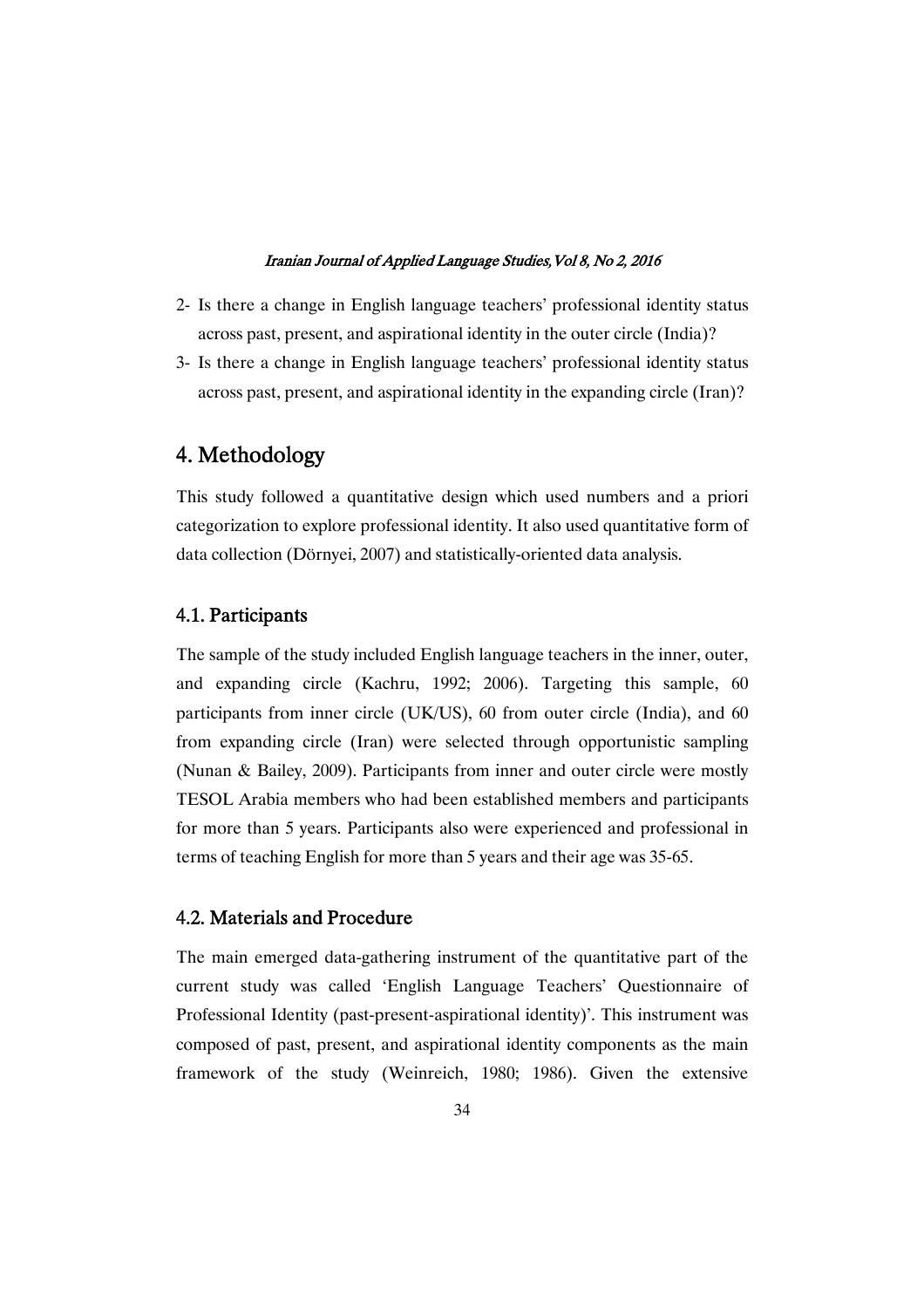2- Is there a change in English language teachers' professional identity status across past, present, and aspirational identity in the outer circle (India)?
3- Is there a change in English language teachers' professional identity status across past, present, and aspirational identity in the expanding circle (Iran)?

## 4. Methodology

This study followed a quantitative design which used numbers and a priori categorization to explore professional identity. It also used quantitative form of data collection (Dörnyei, 2007) and statistically-oriented data analysis.

### 4.1. Participants

The sample of the study included English language teachers in the inner, outer, and expanding circle (Kachru, 1992; 2006). Targeting this sample, 60 participants from inner circle (UK/US), 60 from outer circle (India), and 60 from expanding circle (Iran) were selected through opportunistic sampling (Nunan & Bailey, 2009). Participants from inner and outer circle were mostly TESOL Arabia members who had been established members and participants for more than 5 years. Participants also were experienced and professional in terms of teaching English for more than 5 years and their age was 35-65.

### 4.2. Materials and Procedure

The main emerged data-gathering instrument of the quantitative part of the current study was called 'English Language Teachers' Questionnaire of Professional Identity (past-present-aspirational identity)'. This instrument was composed of past, present, and aspirational identity components as the main framework of the study (Weinreich, 1980; 1986). Given the extensive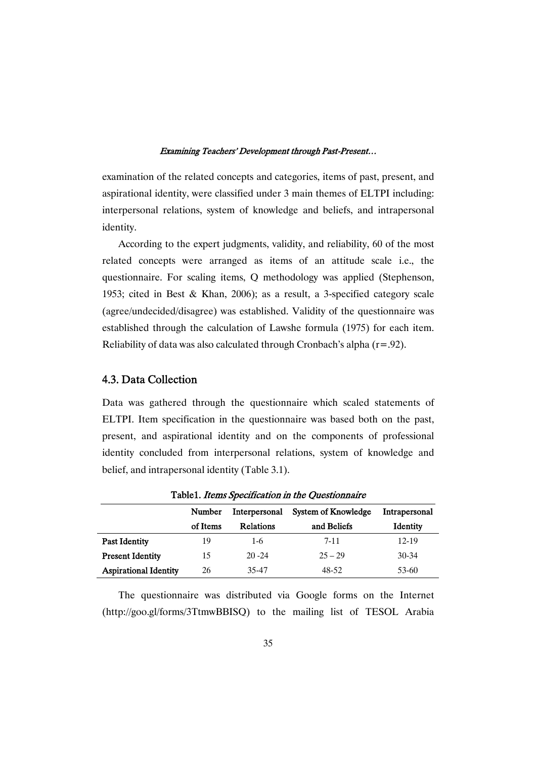examination of the related concepts and categories, items of past, present, and aspirational identity, were classified under 3 main themes of ELTPI including: interpersonal relations, system of knowledge and beliefs, and intrapersonal identity.

According to the expert judgments, validity, and reliability, 60 of the most related concepts were arranged as items of an attitude scale i.e., the questionnaire. For scaling items, Q methodology was applied (Stephenson, 1953; cited in Best & Khan, 2006); as a result, a 3-specified category scale (agree/undecided/disagree) was established. Validity of the questionnaire was established through the calculation of Lawshe formula (1975) for each item. Reliability of data was also calculated through Cronbach's alpha (r=.92).

### 4.3. Data Collection

Data was gathered through the questionnaire which scaled statements of ELTPI. Item specification in the questionnaire was based both on the past, present, and aspirational identity and on the components of professional identity concluded from interpersonal relations, system of knowledge and belief, and intrapersonal identity (Table 3.1).

**Table1.** *Items Specification in the Questionnaire*

| | Number of Items | Interpersonal Relations | System of Knowledge and Beliefs | Intrapersonal Identity |
|---|---|---|---|---|
| **Past Identity** | 19 | 1-6 | 7-11 | 12-19 |
| **Present Identity** | 15 | 20 -24 | 25 – 29 | 30-34 |
| **Aspirational Identity** | 26 | 35-47 | 48-52 | 53-60 |

The questionnaire was distributed via Google forms on the Internet (http://goo.gl/forms/3TtmwBBISQ) to the mailing list of TESOL Arabia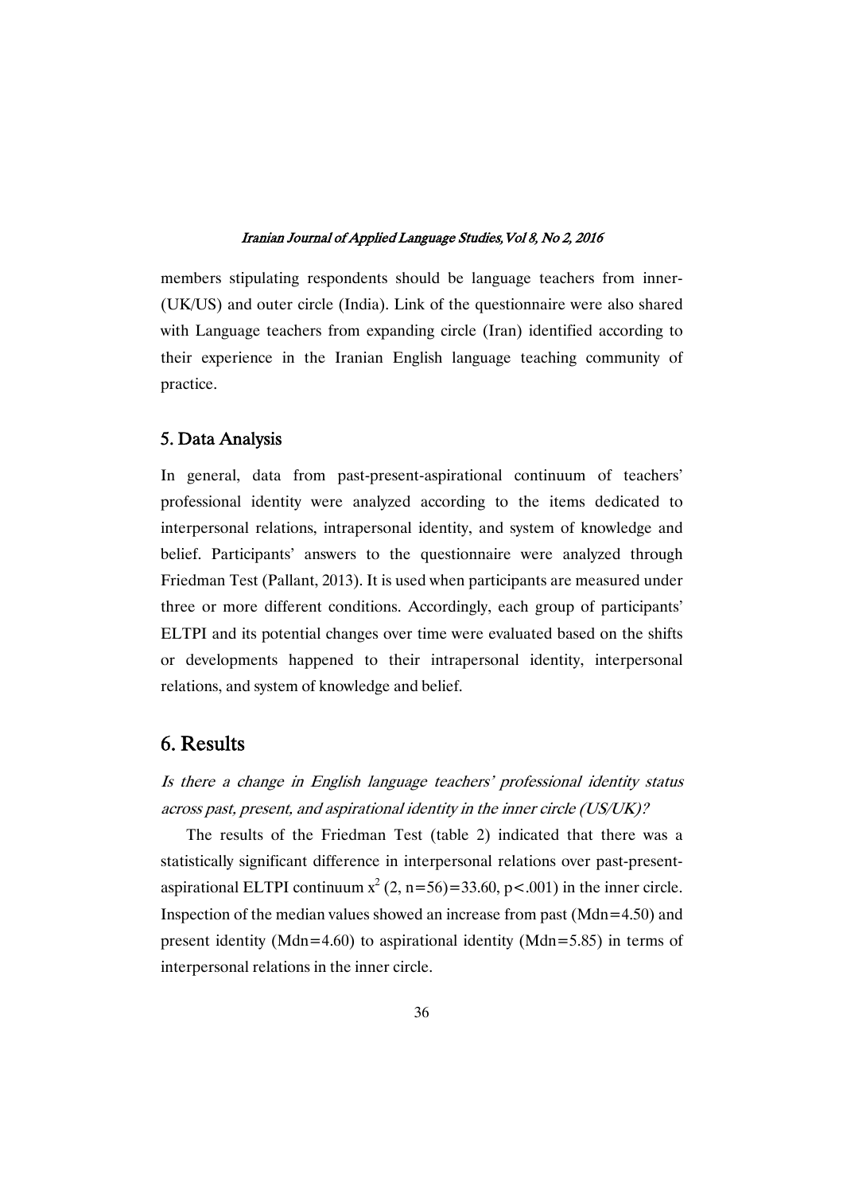members stipulating respondents should be language teachers from inner-(UK/US) and outer circle (India). Link of the questionnaire were also shared with Language teachers from expanding circle (Iran) identified according to their experience in the Iranian English language teaching community of practice.

## 5. Data Analysis

In general, data from past-present-aspirational continuum of teachers' professional identity were analyzed according to the items dedicated to interpersonal relations, intrapersonal identity, and system of knowledge and belief. Participants' answers to the questionnaire were analyzed through Friedman Test (Pallant, 2013). It is used when participants are measured under three or more different conditions. Accordingly, each group of participants' ELTPI and its potential changes over time were evaluated based on the shifts or developments happened to their intrapersonal identity, interpersonal relations, and system of knowledge and belief.

# 6. Results

*Is there a change in English language teachers' professional identity status across past, present, and aspirational identity in the inner circle (US/UK)?*

The results of the Friedman Test (table 2) indicated that there was a statistically significant difference in interpersonal relations over past-present-aspirational ELTPI continuum $x^2$ (2, n=56)=33.60, p<.001) in the inner circle. Inspection of the median values showed an increase from past (Mdn=4.50) and present identity (Mdn=4.60) to aspirational identity (Mdn=5.85) in terms of interpersonal relations in the inner circle.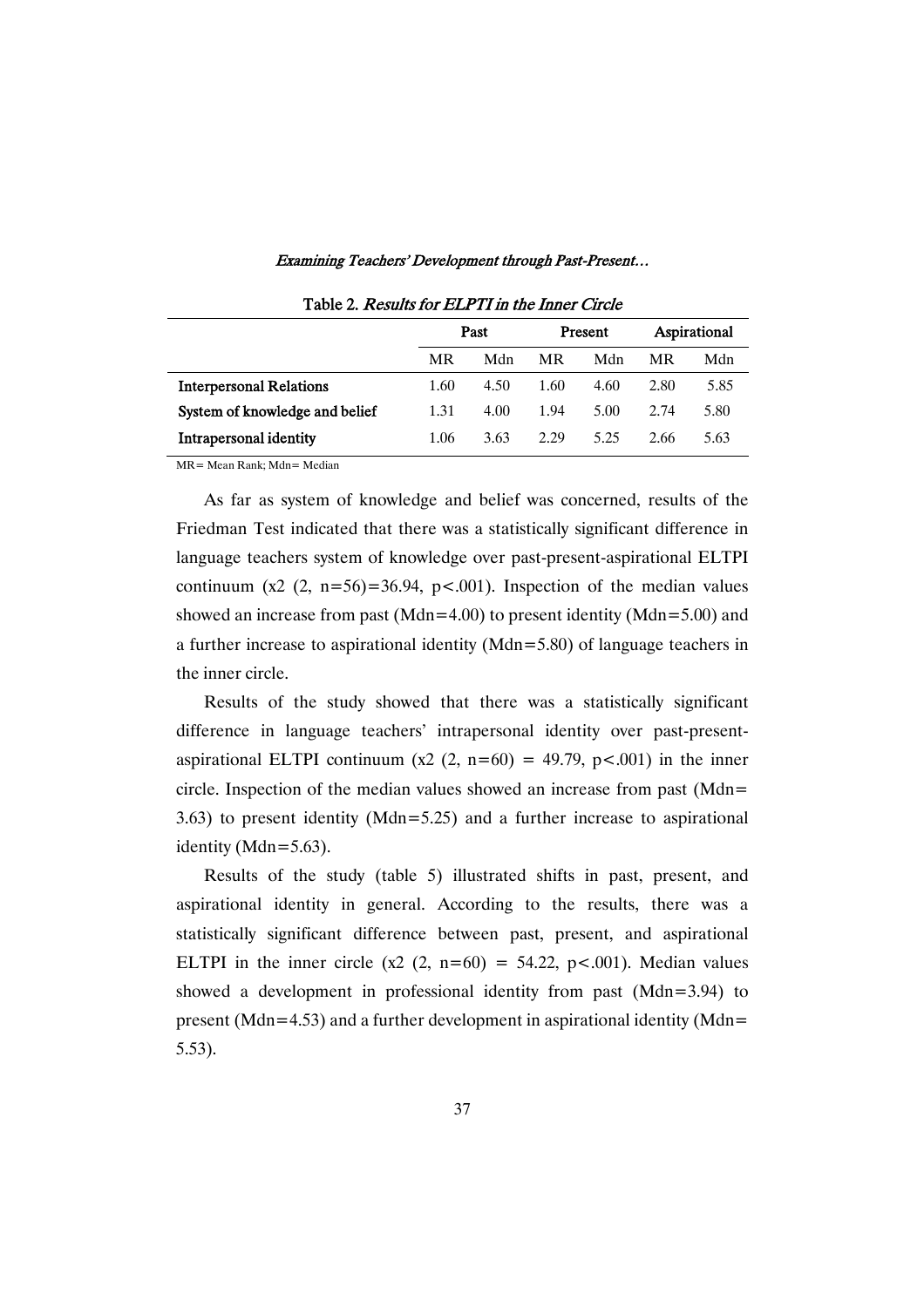Table 2. *Results for ELPTI in the Inner Circle*

| | Past | | Present | | Aspirational | |
|---|---|---|---|---|---|---|
| | MR | Mdn | MR | Mdn | MR | Mdn |
| **Interpersonal Relations** | 1.60 | 4.50 | 1.60 | 4.60 | 2.80 | 5.85 |
| **System of knowledge and belief** | 1.31 | 4.00 | 1.94 | 5.00 | 2.74 | 5.80 |
| **Intrapersonal identity** | 1.06 | 3.63 | 2.29 | 5.25 | 2.66 | 5.63 |

MR= Mean Rank; Mdn= Median

As far as system of knowledge and belief was concerned, results of the Friedman Test indicated that there was a statistically significant difference in language teachers system of knowledge over past-present-aspirational ELTPI continuum ($x2$ (2, n=56)=36.94, $p<.001$). Inspection of the median values showed an increase from past (Mdn=4.00) to present identity (Mdn=5.00) and a further increase to aspirational identity (Mdn=5.80) of language teachers in the inner circle.

Results of the study showed that there was a statistically significant difference in language teachers' intrapersonal identity over past-present-aspirational ELTPI continuum ($x2$ (2, n=60) = 49.79, $p<.001$) in the inner circle. Inspection of the median values showed an increase from past (Mdn= 3.63) to present identity (Mdn=5.25) and a further increase to aspirational identity (Mdn=5.63).

Results of the study (table 5) illustrated shifts in past, present, and aspirational identity in general. According to the results, there was a statistically significant difference between past, present, and aspirational ELTPI in the inner circle ($x2$ (2, n=60) = 54.22, $p<.001$). Median values showed a development in professional identity from past (Mdn=3.94) to present (Mdn=4.53) and a further development in aspirational identity (Mdn= 5.53).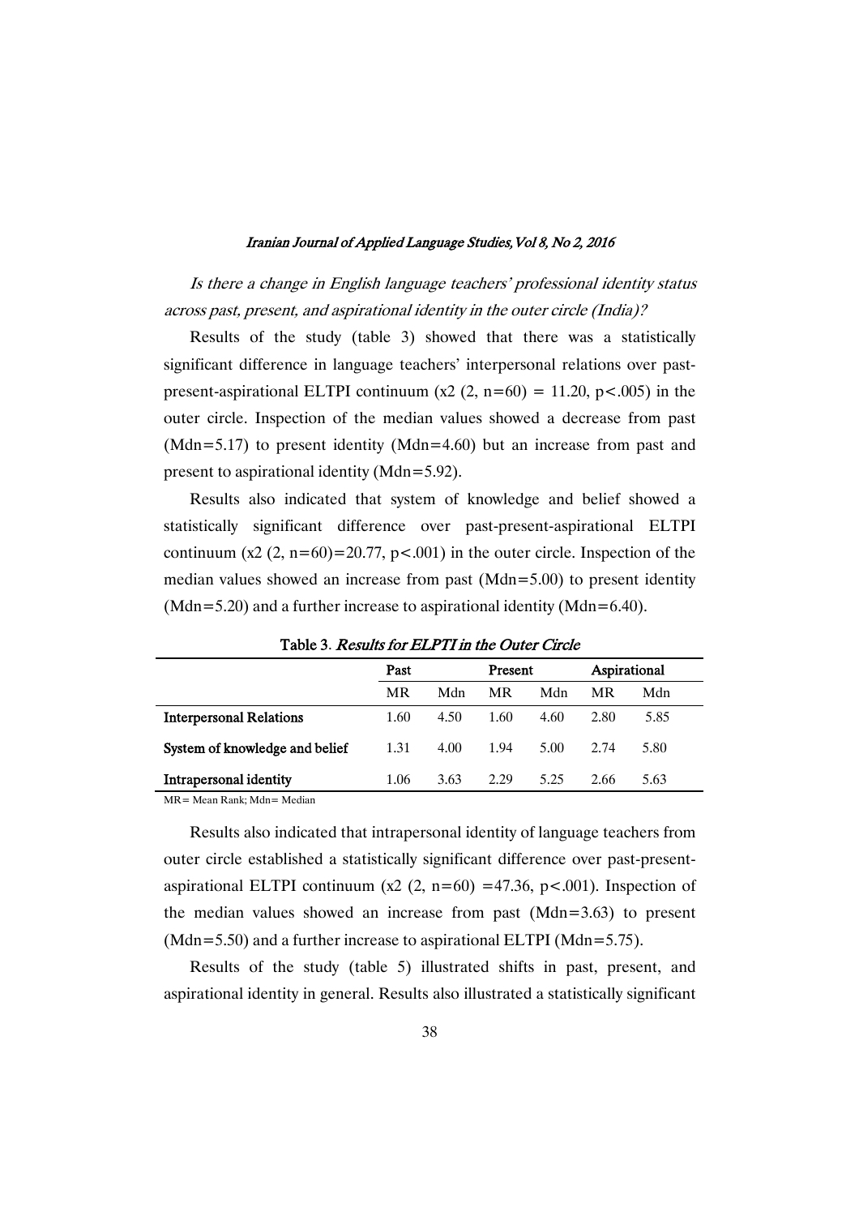*Is there a change in English language teachers' professional identity status across past, present, and aspirational identity in the outer circle (India)?*

Results of the study (table 3) showed that there was a statistically significant difference in language teachers' interpersonal relations over past-present-aspirational ELTPI continuum ($x2$ (2, n=60) = 11.20, p<.005) in the outer circle. Inspection of the median values showed a decrease from past (Mdn=5.17) to present identity (Mdn=4.60) but an increase from past and present to aspirational identity (Mdn=5.92).

Results also indicated that system of knowledge and belief showed a statistically significant difference over past-present-aspirational ELTPI continuum ($x2$ (2, n=60)=20.77, p<.001) in the outer circle. Inspection of the median values showed an increase from past (Mdn=5.00) to present identity (Mdn=5.20) and a further increase to aspirational identity (Mdn=6.40).

**Table 3.** *Results for ELPTI in the Outer Circle*

| | Past | | Present | | Aspirational | |
|---|---|---|---|---|---|---|
| | MR | Mdn | MR | Mdn | MR | Mdn |
| **Interpersonal Relations** | 1.60 | 4.50 | 1.60 | 4.60 | 2.80 | 5.85 |
| **System of knowledge and belief** | 1.31 | 4.00 | 1.94 | 5.00 | 2.74 | 5.80 |
| **Intrapersonal identity** | 1.06 | 3.63 | 2.29 | 5.25 | 2.66 | 5.63 |

MR= Mean Rank; Mdn= Median

Results also indicated that intrapersonal identity of language teachers from outer circle established a statistically significant difference over past-present-aspirational ELTPI continuum ($x2$ (2, n=60) =47.36, p<.001). Inspection of the median values showed an increase from past (Mdn=3.63) to present (Mdn=5.50) and a further increase to aspirational ELTPI (Mdn=5.75).

Results of the study (table 5) illustrated shifts in past, present, and aspirational identity in general. Results also illustrated a statistically significant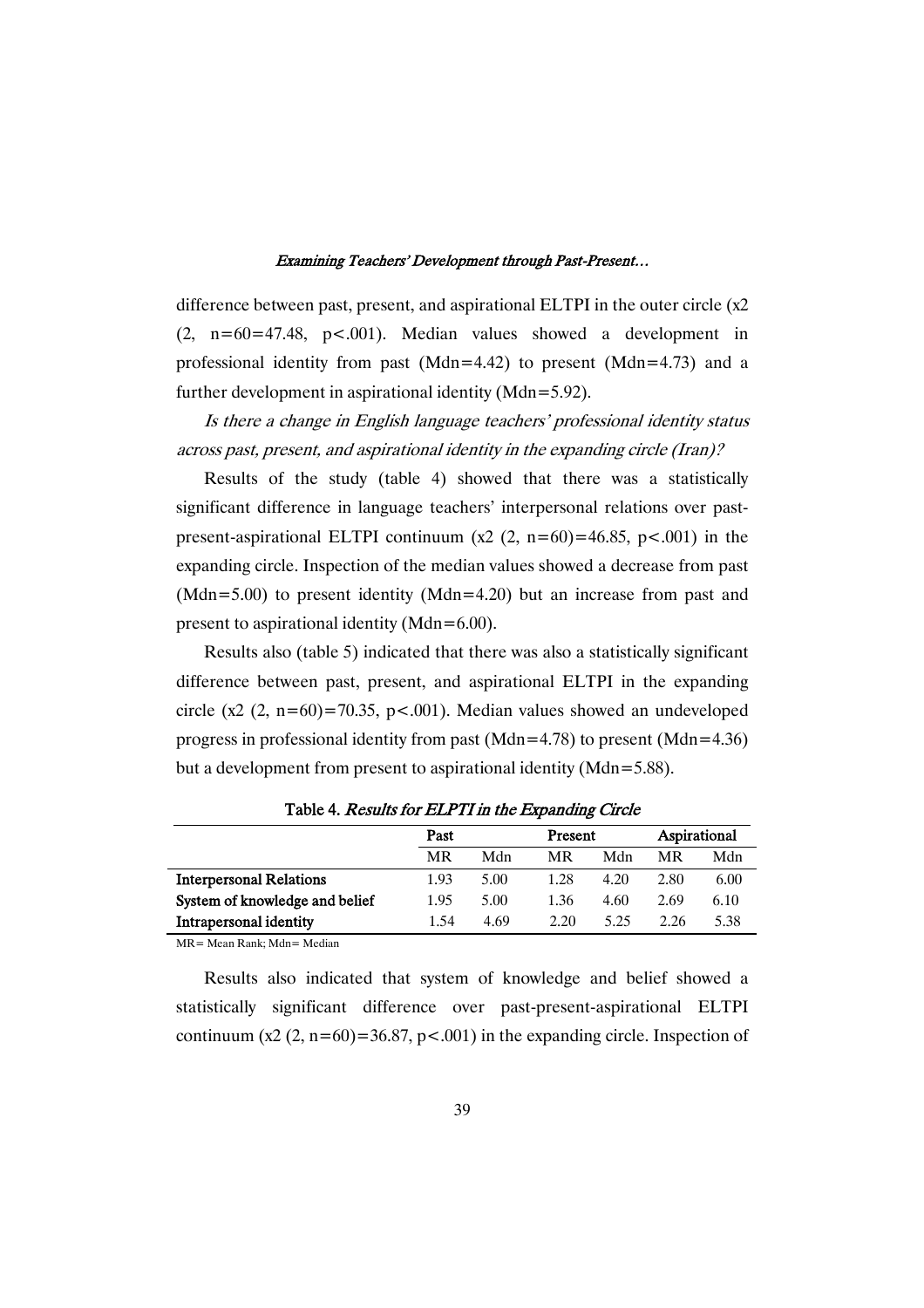difference between past, present, and aspirational ELTPI in the outer circle ($x2$ (2, n=60=47.48, $p<.001$). Median values showed a development in professional identity from past (Mdn=4.42) to present (Mdn=4.73) and a further development in aspirational identity (Mdn=5.92).

*Is there a change in English language teachers' professional identity status across past, present, and aspirational identity in the expanding circle (Iran)?*

Results of the study (table 4) showed that there was a statistically significant difference in language teachers' interpersonal relations over past-present-aspirational ELTPI continuum ($x2$ (2, n=60)=46.85, $p<.001$) in the expanding circle. Inspection of the median values showed a decrease from past (Mdn=5.00) to present identity (Mdn=4.20) but an increase from past and present to aspirational identity (Mdn=6.00).

Results also (table 5) indicated that there was also a statistically significant difference between past, present, and aspirational ELTPI in the expanding circle ($x2$ (2, n=60)=70.35, $p<.001$). Median values showed an undeveloped progress in professional identity from past (Mdn=4.78) to present (Mdn=4.36) but a development from present to aspirational identity (Mdn=5.88).

**Table 4.** *Results for ELPTI in the Expanding Circle*

| | Past | | Present | | Aspirational | |
|---|---|---|---|---|---|---|
| | MR | Mdn | MR | Mdn | MR | Mdn |
| **Interpersonal Relations** | 1.93 | 5.00 | 1.28 | 4.20 | 2.80 | 6.00 |
| **System of knowledge and belief** | 1.95 | 5.00 | 1.36 | 4.60 | 2.69 | 6.10 |
| **Intrapersonal identity** | 1.54 | 4.69 | 2.20 | 5.25 | 2.26 | 5.38 |

MR= Mean Rank; Mdn= Median

Results also indicated that system of knowledge and belief showed a statistically significant difference over past-present-aspirational ELTPI continuum ($x2$ (2, n=60)=36.87, $p<.001$) in the expanding circle. Inspection of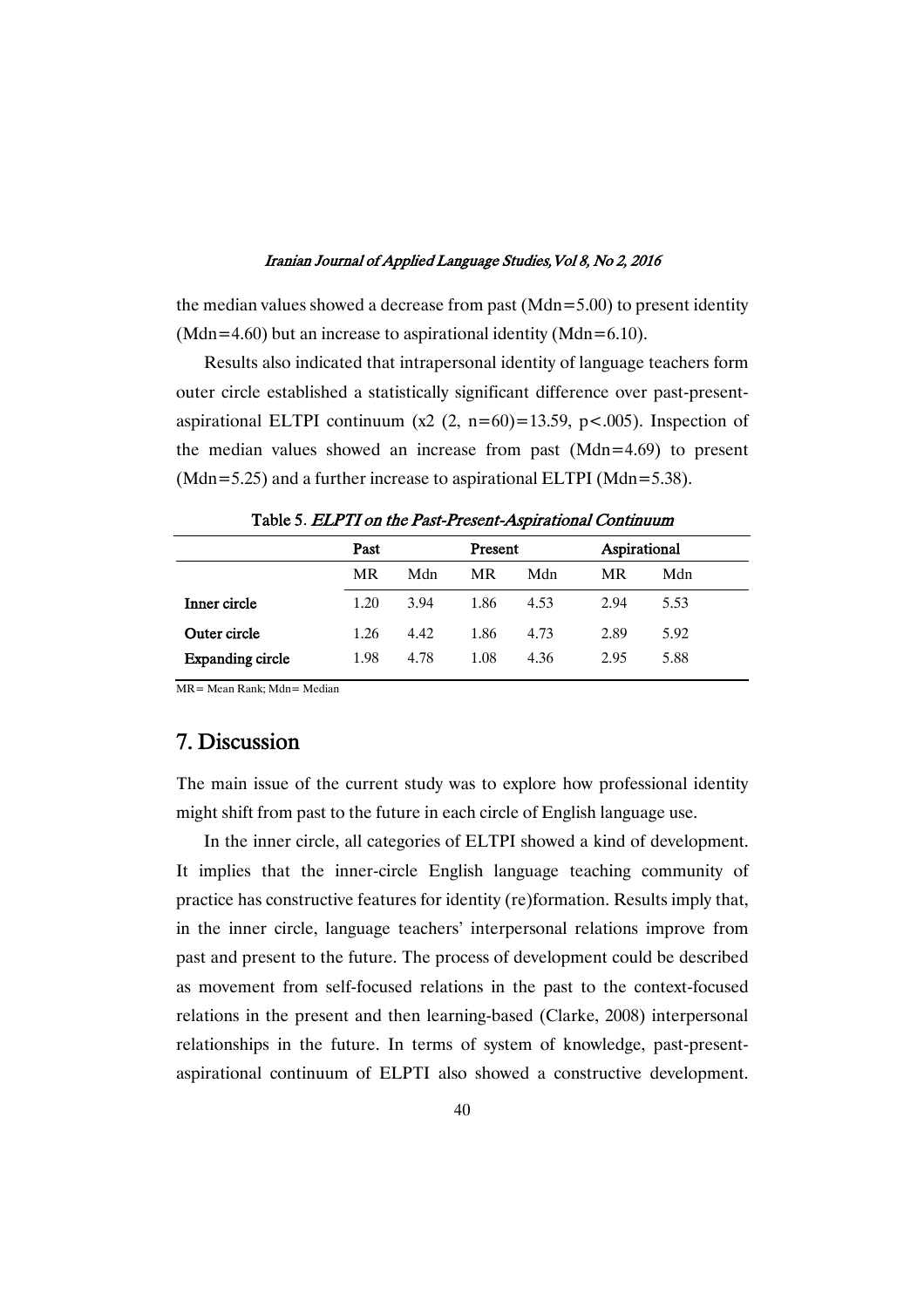the median values showed a decrease from past (Mdn=5.00) to present identity (Mdn=4.60) but an increase to aspirational identity (Mdn=6.10).

Results also indicated that intrapersonal identity of language teachers form outer circle established a statistically significant difference over past-present-aspirational ELTPI continuum ($x2$ (2, n=60)=13.59, p<.005). Inspection of the median values showed an increase from past (Mdn=4.69) to present (Mdn=5.25) and a further increase to aspirational ELTPI (Mdn=5.38).

Table 5. *ELPTI on the Past-Present-Aspirational Continuum*

| | Past | | Present | | Aspirational | |
|---|---|---|---|---|---|---|
| | MR | Mdn | MR | Mdn | MR | Mdn |
| **Inner circle** | 1.20 | 3.94 | 1.86 | 4.53 | 2.94 | 5.53 |
| **Outer circle** | 1.26 | 4.42 | 1.86 | 4.73 | 2.89 | 5.92 |
| **Expanding circle** | 1.98 | 4.78 | 1.08 | 4.36 | 2.95 | 5.88 |

MR= Mean Rank; Mdn= Median

## 7. Discussion

The main issue of the current study was to explore how professional identity might shift from past to the future in each circle of English language use.

In the inner circle, all categories of ELTPI showed a kind of development. It implies that the inner-circle English language teaching community of practice has constructive features for identity (re)formation. Results imply that, in the inner circle, language teachers' interpersonal relations improve from past and present to the future. The process of development could be described as movement from self-focused relations in the past to the context-focused relations in the present and then learning-based (Clarke, 2008) interpersonal relationships in the future. In terms of system of knowledge, past-present-aspirational continuum of ELPTI also showed a constructive development.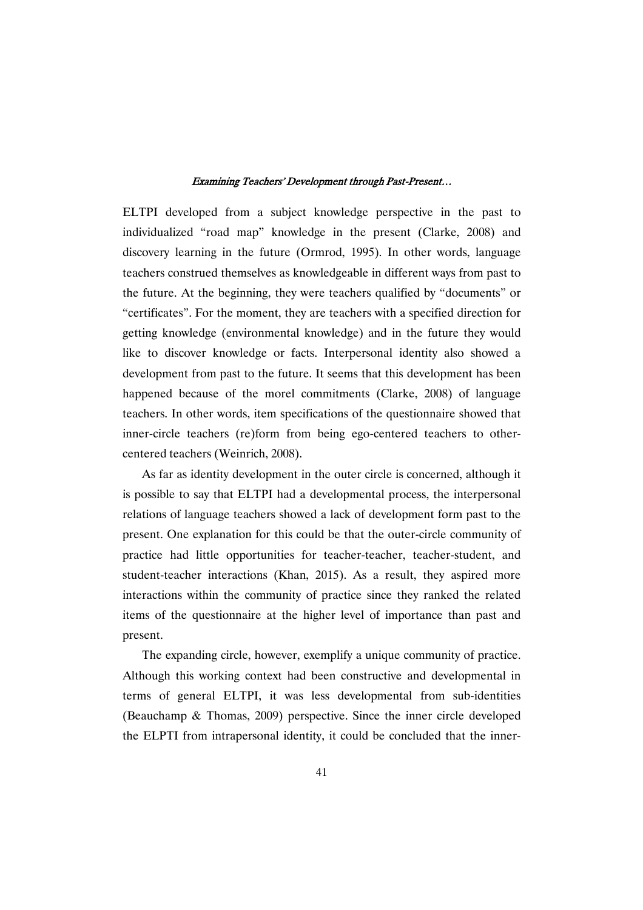ELTPI developed from a subject knowledge perspective in the past to individualized "road map" knowledge in the present (Clarke, 2008) and discovery learning in the future (Ormrod, 1995). In other words, language teachers construed themselves as knowledgeable in different ways from past to the future. At the beginning, they were teachers qualified by "documents" or "certificates". For the moment, they are teachers with a specified direction for getting knowledge (environmental knowledge) and in the future they would like to discover knowledge or facts. Interpersonal identity also showed a development from past to the future. It seems that this development has been happened because of the morel commitments (Clarke, 2008) of language teachers. In other words, item specifications of the questionnaire showed that inner-circle teachers (re)form from being ego-centered teachers to other-centered teachers (Weinrich, 2008).

As far as identity development in the outer circle is concerned, although it is possible to say that ELTPI had a developmental process, the interpersonal relations of language teachers showed a lack of development form past to the present. One explanation for this could be that the outer-circle community of practice had little opportunities for teacher-teacher, teacher-student, and student-teacher interactions (Khan, 2015). As a result, they aspired more interactions within the community of practice since they ranked the related items of the questionnaire at the higher level of importance than past and present.

The expanding circle, however, exemplify a unique community of practice. Although this working context had been constructive and developmental in terms of general ELTPI, it was less developmental from sub-identities (Beauchamp & Thomas, 2009) perspective. Since the inner circle developed the ELPTI from intrapersonal identity, it could be concluded that the inner-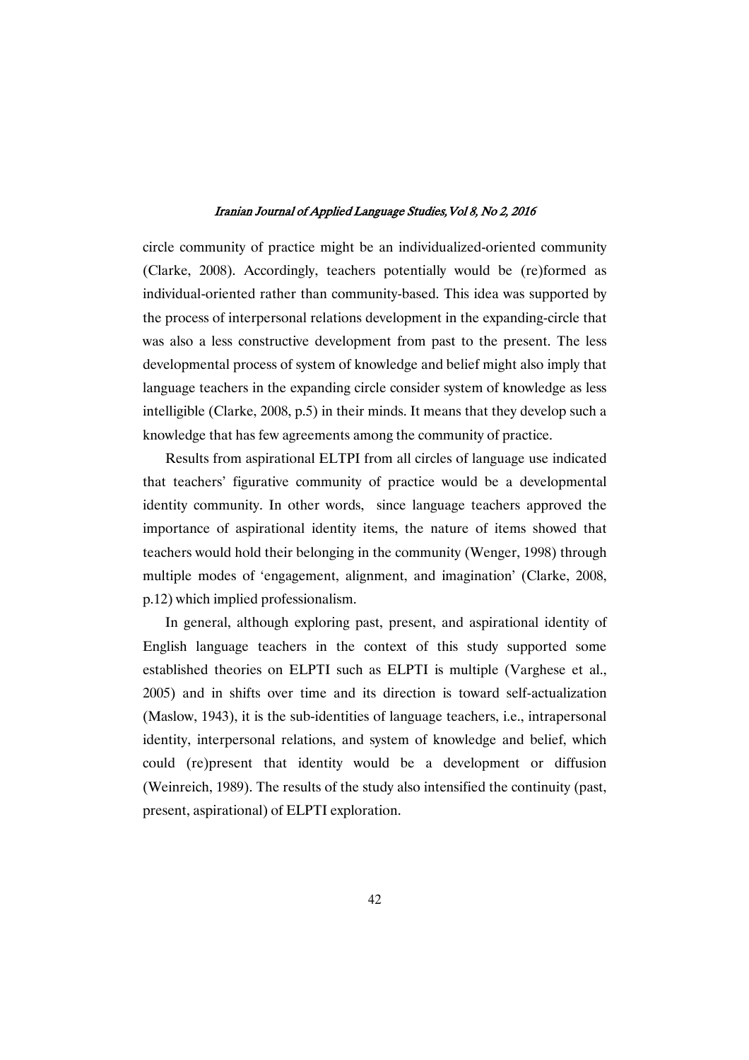circle community of practice might be an individualized-oriented community (Clarke, 2008). Accordingly, teachers potentially would be (re)formed as individual-oriented rather than community-based. This idea was supported by the process of interpersonal relations development in the expanding-circle that was also a less constructive development from past to the present. The less developmental process of system of knowledge and belief might also imply that language teachers in the expanding circle consider system of knowledge as less intelligible (Clarke, 2008, p.5) in their minds. It means that they develop such a knowledge that has few agreements among the community of practice.

Results from aspirational ELTPI from all circles of language use indicated that teachers' figurative community of practice would be a developmental identity community. In other words, since language teachers approved the importance of aspirational identity items, the nature of items showed that teachers would hold their belonging in the community (Wenger, 1998) through multiple modes of 'engagement, alignment, and imagination' (Clarke, 2008, p.12) which implied professionalism.

In general, although exploring past, present, and aspirational identity of English language teachers in the context of this study supported some established theories on ELPTI such as ELPTI is multiple (Varghese et al., 2005) and in shifts over time and its direction is toward self-actualization (Maslow, 1943), it is the sub-identities of language teachers, i.e., intrapersonal identity, interpersonal relations, and system of knowledge and belief, which could (re)present that identity would be a development or diffusion (Weinreich, 1989). The results of the study also intensified the continuity (past, present, aspirational) of ELPTI exploration.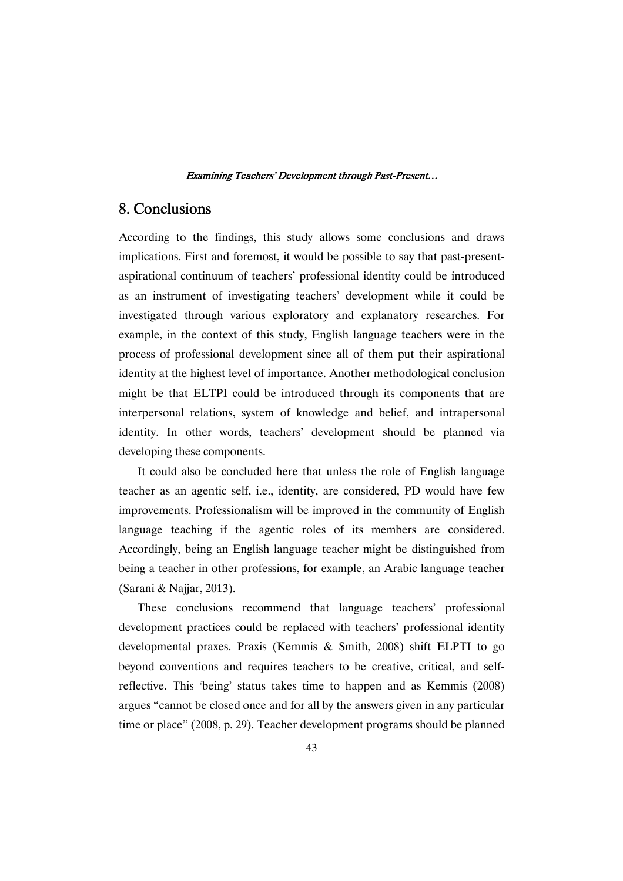## 8. Conclusions

According to the findings, this study allows some conclusions and draws implications. First and foremost, it would be possible to say that past-present-aspirational continuum of teachers' professional identity could be introduced as an instrument of investigating teachers' development while it could be investigated through various exploratory and explanatory researches. For example, in the context of this study, English language teachers were in the process of professional development since all of them put their aspirational identity at the highest level of importance. Another methodological conclusion might be that ELTPI could be introduced through its components that are interpersonal relations, system of knowledge and belief, and intrapersonal identity. In other words, teachers' development should be planned via developing these components.

It could also be concluded here that unless the role of English language teacher as an agentic self, i.e., identity, are considered, PD would have few improvements. Professionalism will be improved in the community of English language teaching if the agentic roles of its members are considered. Accordingly, being an English language teacher might be distinguished from being a teacher in other professions, for example, an Arabic language teacher (Sarani & Najjar, 2013).

These conclusions recommend that language teachers' professional development practices could be replaced with teachers' professional identity developmental praxes. Praxis (Kemmis & Smith, 2008) shift ELPTI to go beyond conventions and requires teachers to be creative, critical, and self-reflective. This 'being' status takes time to happen and as Kemmis (2008) argues "cannot be closed once and for all by the answers given in any particular time or place" (2008, p. 29). Teacher development programs should be planned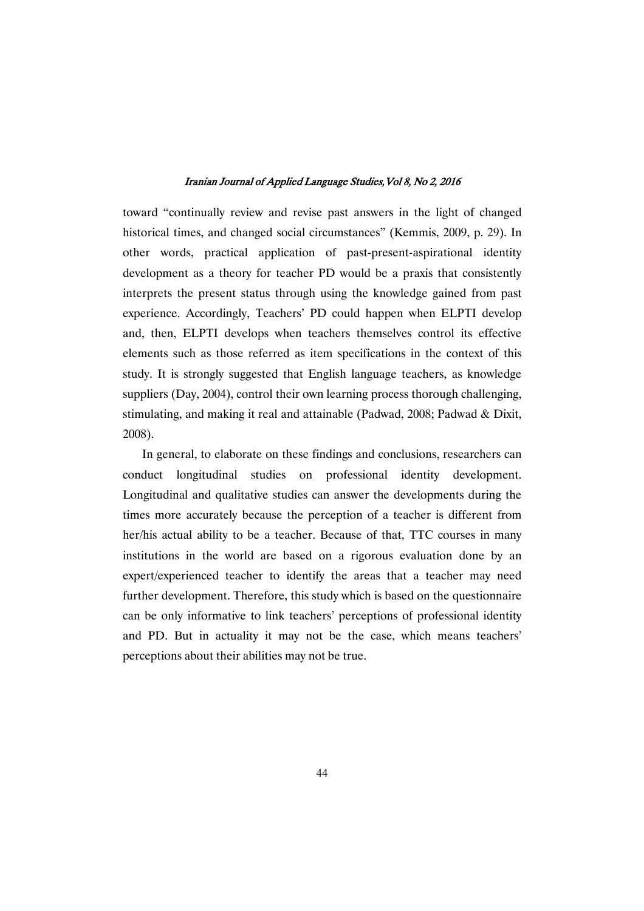toward "continually review and revise past answers in the light of changed historical times, and changed social circumstances" (Kemmis, 2009, p. 29). In other words, practical application of past-present-aspirational identity development as a theory for teacher PD would be a praxis that consistently interprets the present status through using the knowledge gained from past experience. Accordingly, Teachers' PD could happen when ELPTI develop and, then, ELPTI develops when teachers themselves control its effective elements such as those referred as item specifications in the context of this study. It is strongly suggested that English language teachers, as knowledge suppliers (Day, 2004), control their own learning process thorough challenging, stimulating, and making it real and attainable (Padwad, 2008; Padwad & Dixit, 2008).

In general, to elaborate on these findings and conclusions, researchers can conduct longitudinal studies on professional identity development. Longitudinal and qualitative studies can answer the developments during the times more accurately because the perception of a teacher is different from her/his actual ability to be a teacher. Because of that, TTC courses in many institutions in the world are based on a rigorous evaluation done by an expert/experienced teacher to identify the areas that a teacher may need further development. Therefore, this study which is based on the questionnaire can be only informative to link teachers' perceptions of professional identity and PD. But in actuality it may not be the case, which means teachers' perceptions about their abilities may not be true.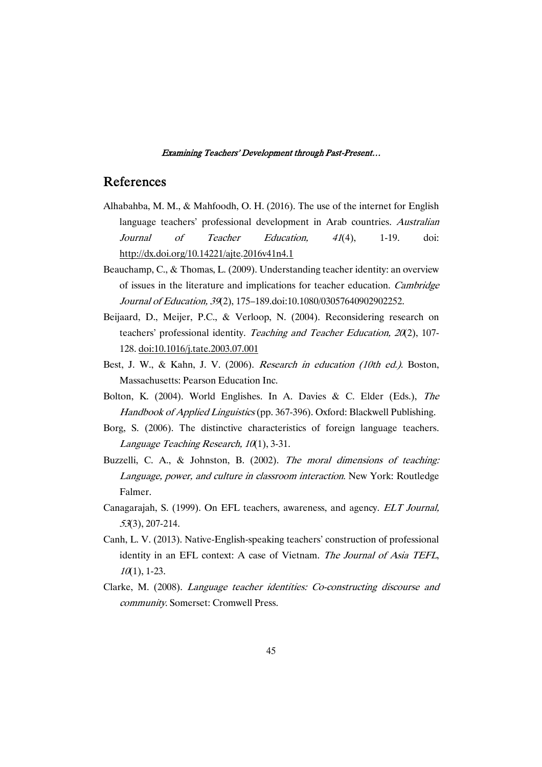## References

Alhabahba, M. M., & Mahfoodh, O. H. (2016). The use of the internet for English language teachers' professional development in Arab countries. *Australian Journal of Teacher Education, 41*(4), 1-19. doi: http://dx.doi.org/10.14221/ajte.2016v41n4.1

Beauchamp, C., & Thomas, L. (2009). Understanding teacher identity: an overview of issues in the literature and implications for teacher education. *Cambridge Journal of Education, 39*(2), 175–189.doi:10.1080/03057640902902252.

Beijaard, D., Meijer, P.C., & Verloop, N. (2004). Reconsidering research on teachers' professional identity. *Teaching and Teacher Education, 20*(2), 107-128. doi:10.1016/j.tate.2003.07.001

Best, J. W., & Kahn, J. V. (2006). *Research in education (10th ed.)*. Boston, Massachusetts: Pearson Education Inc.

Bolton, K. (2004). World Englishes. In A. Davies & C. Elder (Eds.), *The Handbook of Applied Linguistics* (pp. 367-396). Oxford: Blackwell Publishing.

Borg, S. (2006). The distinctive characteristics of foreign language teachers. *Language Teaching Research, 10*(1), 3-31.

Buzzelli, C. A., & Johnston, B. (2002). *The moral dimensions of teaching: Language, power, and culture in classroom interaction*. New York: Routledge Falmer.

Canagarajah, S. (1999). On EFL teachers, awareness, and agency. *ELT Journal, 53*(3), 207-214.

Canh, L. V. (2013). Native-English-speaking teachers' construction of professional identity in an EFL context: A case of Vietnam. *The Journal of Asia TEFL*, *10*(1), 1-23.

Clarke, M. (2008). *Language teacher identities: Co-constructing discourse and community*. Somerset: Cromwell Press.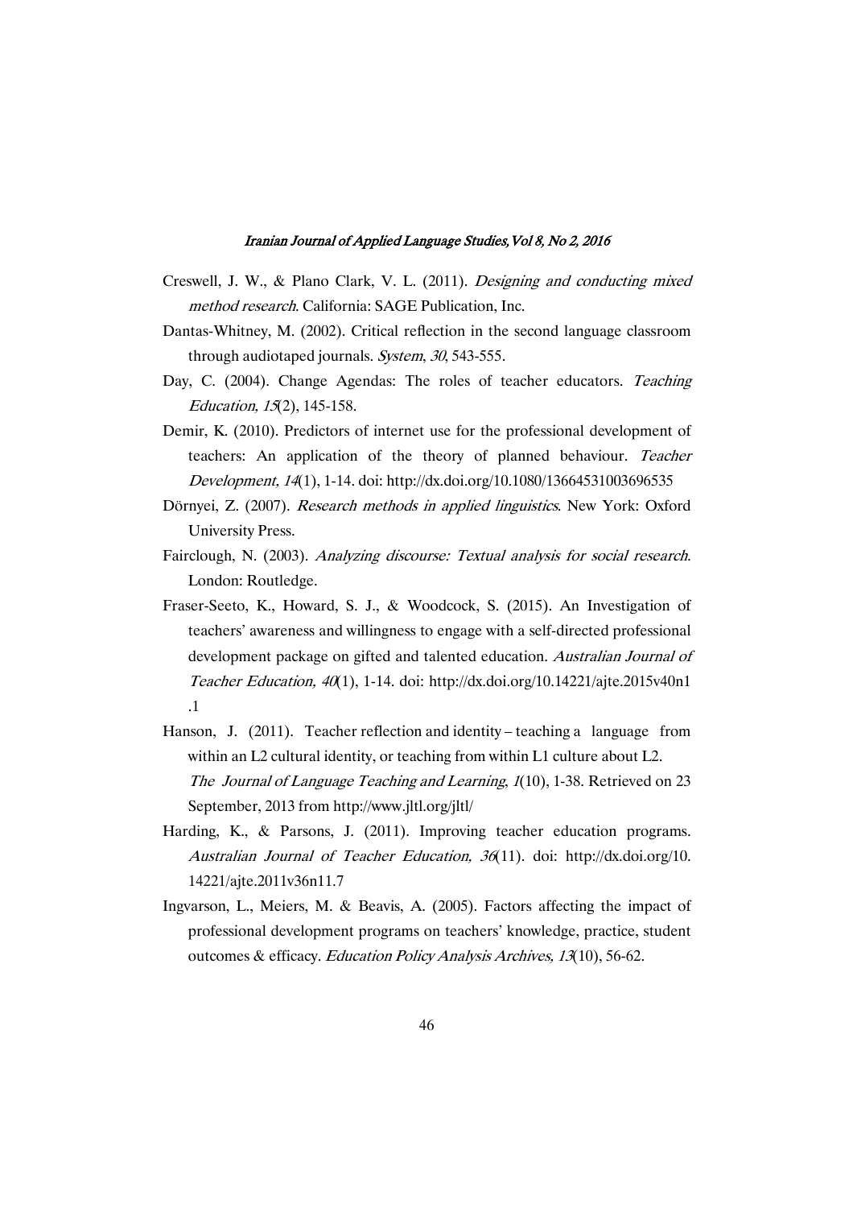Creswell, J. W., & Plano Clark, V. L. (2011). *Designing and conducting mixed method research*. California: SAGE Publication, Inc.

Dantas-Whitney, M. (2002). Critical reflection in the second language classroom through audiotaped journals. *System*, *30*, 543-555.

Day, C. (2004). Change Agendas: The roles of teacher educators. *Teaching Education, 15*(2), 145-158.

Demir, K. (2010). Predictors of internet use for the professional development of teachers: An application of the theory of planned behaviour. *Teacher Development, 14*(1), 1-14. doi: http://dx.doi.org/10.1080/13664531003696535

Dörnyei, Z. (2007). *Research methods in applied linguistics*. New York: Oxford University Press.

Fairclough, N. (2003). *Analyzing discourse: Textual analysis for social research*. London: Routledge.

Fraser-Seeto, K., Howard, S. J., & Woodcock, S. (2015). An Investigation of teachers' awareness and willingness to engage with a self-directed professional development package on gifted and talented education. *Australian Journal of Teacher Education, 40*(1), 1-14. doi: http://dx.doi.org/10.14221/ajte.2015v40n1.1

Hanson, J. (2011). Teacher reflection and identity – teaching a language from within an L2 cultural identity, or teaching from within L1 culture about L2. *The Journal of Language Teaching and Learning*, *1*(10), 1-38. Retrieved on 23 September, 2013 from http://www.jltl.org/jltl/

Harding, K., & Parsons, J. (2011). Improving teacher education programs. *Australian Journal of Teacher Education, 36*(11). doi: http://dx.doi.org/10.14221/ajte.2011v36n11.7

Ingvarson, L., Meiers, M. & Beavis, A. (2005). Factors affecting the impact of professional development programs on teachers' knowledge, practice, student outcomes & efficacy. *Education Policy Analysis Archives, 13*(10), 56-62.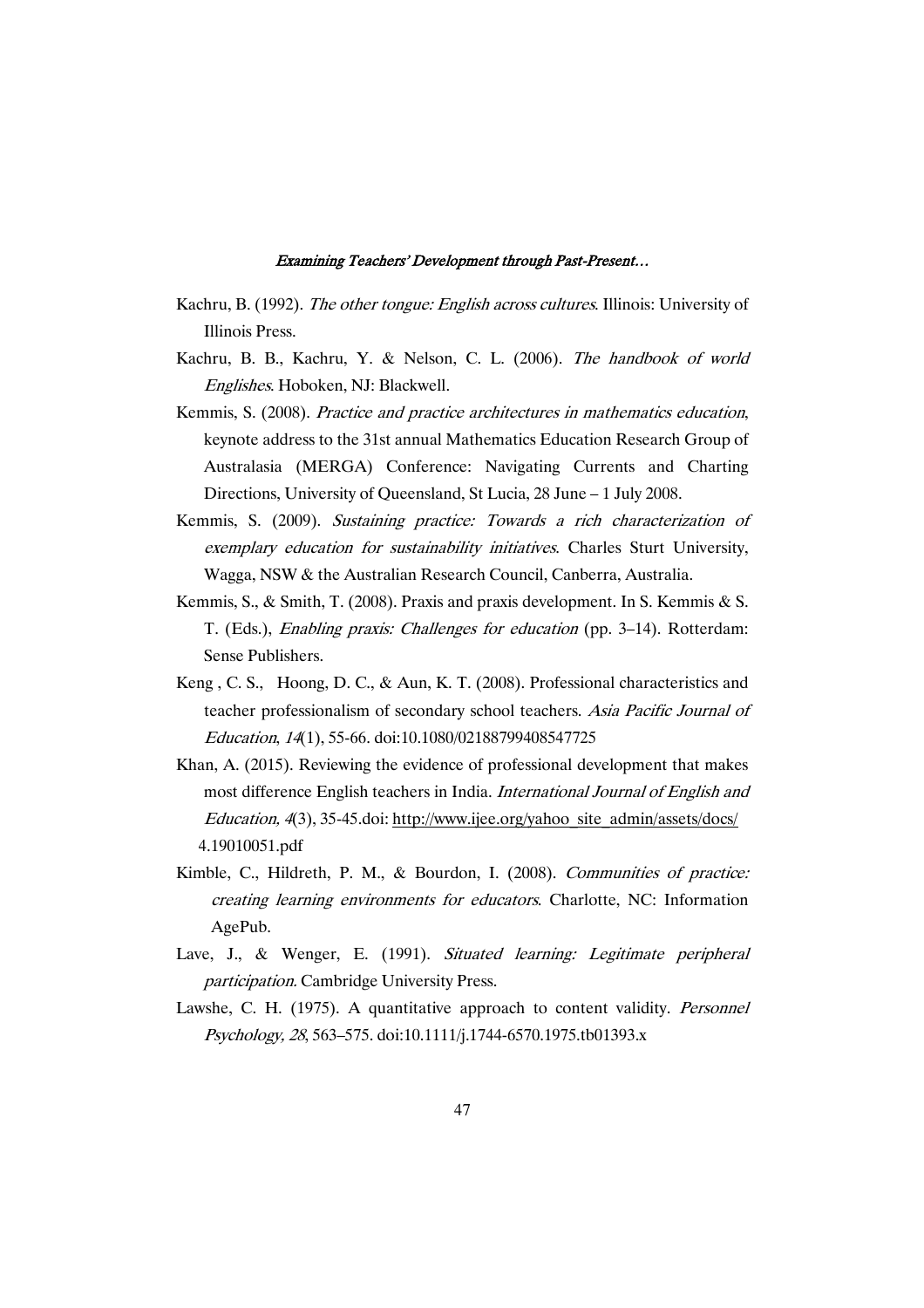Kachru, B. (1992). *The other tongue: English across cultures*. Illinois: University of Illinois Press.

Kachru, B. B., Kachru, Y. & Nelson, C. L. (2006). *The handbook of world Englishes*. Hoboken, NJ: Blackwell.

Kemmis, S. (2008). *Practice and practice architectures in mathematics education*, keynote address to the 31st annual Mathematics Education Research Group of Australasia (MERGA) Conference: Navigating Currents and Charting Directions, University of Queensland, St Lucia, 28 June – 1 July 2008.

Kemmis, S. (2009). *Sustaining practice: Towards a rich characterization of exemplary education for sustainability initiatives*. Charles Sturt University, Wagga, NSW & the Australian Research Council, Canberra, Australia.

Kemmis, S., & Smith, T. (2008). Praxis and praxis development. In S. Kemmis & S. T. (Eds.), *Enabling praxis: Challenges for education* (pp. 3–14). Rotterdam: Sense Publishers.

Keng , C. S., Hoong, D. C., & Aun, K. T. (2008). Professional characteristics and teacher professionalism of secondary school teachers. *Asia Pacific Journal of Education*, *14*(1), 55-66. doi:10.1080/02188799408547725

Khan, A. (2015). Reviewing the evidence of professional development that makes most difference English teachers in India. *International Journal of English and Education, 4*(3), 35-45.doi: http://www.ijee.org/yahoo_site_admin/assets/docs/4.19010051.pdf

Kimble, C., Hildreth, P. M., & Bourdon, I. (2008). *Communities of practice: creating learning environments for educators*. Charlotte, NC: Information AgePub.

Lave, J., & Wenger, E. (1991). *Situated learning: Legitimate peripheral participation*. Cambridge University Press.

Lawshe, C. H. (1975). A quantitative approach to content validity. *Personnel Psychology, 28*, 563–575. doi:10.1111/j.1744-6570.1975.tb01393.x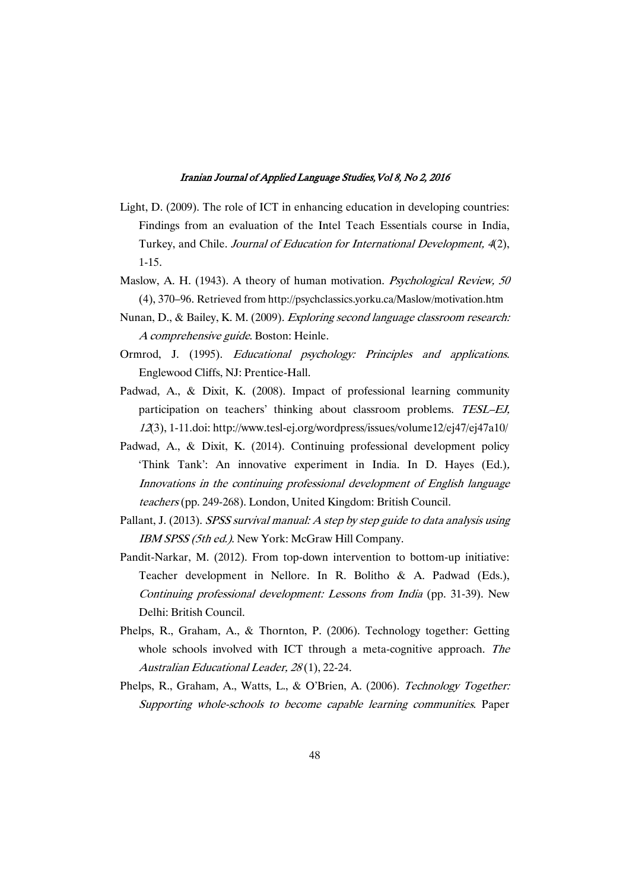Light, D. (2009). The role of ICT in enhancing education in developing countries: Findings from an evaluation of the Intel Teach Essentials course in India, Turkey, and Chile. *Journal of Education for International Development, 4*(2), 1-15.

Maslow, A. H. (1943). A theory of human motivation. *Psychological Review, 50* (4), 370–96. Retrieved from http://psychclassics.yorku.ca/Maslow/motivation.htm

Nunan, D., & Bailey, K. M. (2009). *Exploring second language classroom research: A comprehensive guide*. Boston: Heinle.

Ormrod, J. (1995). *Educational psychology: Principles and applications*. Englewood Cliffs, NJ: Prentice-Hall.

Padwad, A., & Dixit, K. (2008). Impact of professional learning community participation on teachers' thinking about classroom problems. *TESL–EJ, 12*(3), 1-11.doi: http://www.tesl-ej.org/wordpress/issues/volume12/ej47/ej47a10/

Padwad, A., & Dixit, K. (2014). Continuing professional development policy 'Think Tank': An innovative experiment in India. In D. Hayes (Ed.), *Innovations in the continuing professional development of English language teachers* (pp. 249-268). London, United Kingdom: British Council.

Pallant, J. (2013). *SPSS survival manual: A step by step guide to data analysis using IBM SPSS (5th ed.)*. New York: McGraw Hill Company.

Pandit-Narkar, M. (2012). From top-down intervention to bottom-up initiative: Teacher development in Nellore. In R. Bolitho & A. Padwad (Eds.), *Continuing professional development: Lessons from India* (pp. 31-39). New Delhi: British Council.

Phelps, R., Graham, A., & Thornton, P. (2006). Technology together: Getting whole schools involved with ICT through a meta-cognitive approach. *The Australian Educational Leader, 28* (1), 22-24.

Phelps, R., Graham, A., Watts, L., & O'Brien, A. (2006). *Technology Together: Supporting whole-schools to become capable learning communities*. Paper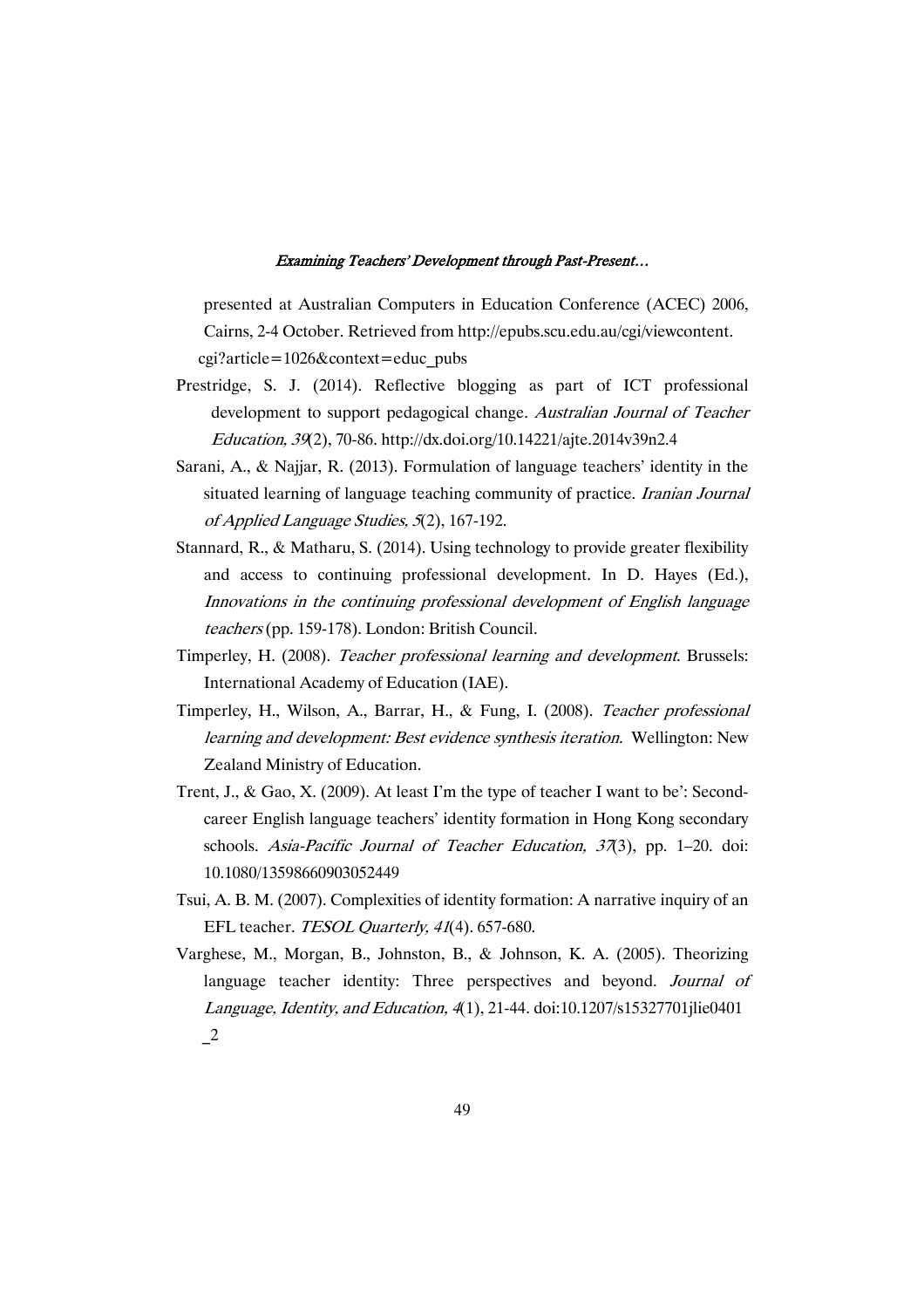presented at Australian Computers in Education Conference (ACEC) 2006, Cairns, 2-4 October. Retrieved from http://epubs.scu.edu.au/cgi/viewcontent.cgi?article=1026&context=educ_pubs

Prestridge, S. J. (2014). Reflective blogging as part of ICT professional development to support pedagogical change. *Australian Journal of Teacher Education, 39*(2), 70-86. http://dx.doi.org/10.14221/ajte.2014v39n2.4

Sarani, A., & Najjar, R. (2013). Formulation of language teachers' identity in the situated learning of language teaching community of practice. *Iranian Journal of Applied Language Studies, 5*(2), 167-192.

Stannard, R., & Matharu, S. (2014). Using technology to provide greater flexibility and access to continuing professional development. In D. Hayes (Ed.), *Innovations in the continuing professional development of English language teachers* (pp. 159-178). London: British Council.

Timperley, H. (2008). *Teacher professional learning and development*. Brussels: International Academy of Education (IAE).

Timperley, H., Wilson, A., Barrar, H., & Fung, I. (2008). *Teacher professional learning and development: Best evidence synthesis iteration*. Wellington: New Zealand Ministry of Education.

Trent, J., & Gao, X. (2009). At least I'm the type of teacher I want to be': Second-career English language teachers' identity formation in Hong Kong secondary schools. *Asia-Pacific Journal of Teacher Education, 37*(3), pp. 1–20. doi: 10.1080/13598660903052449

Tsui, A. B. M. (2007). Complexities of identity formation: A narrative inquiry of an EFL teacher. *TESOL Quarterly, 41*(4). 657-680.

Varghese, M., Morgan, B., Johnston, B., & Johnson, K. A. (2005). Theorizing language teacher identity: Three perspectives and beyond. *Journal of Language, Identity, and Education, 4*(1), 21-44. doi:10.1207/s15327701jlie0401_2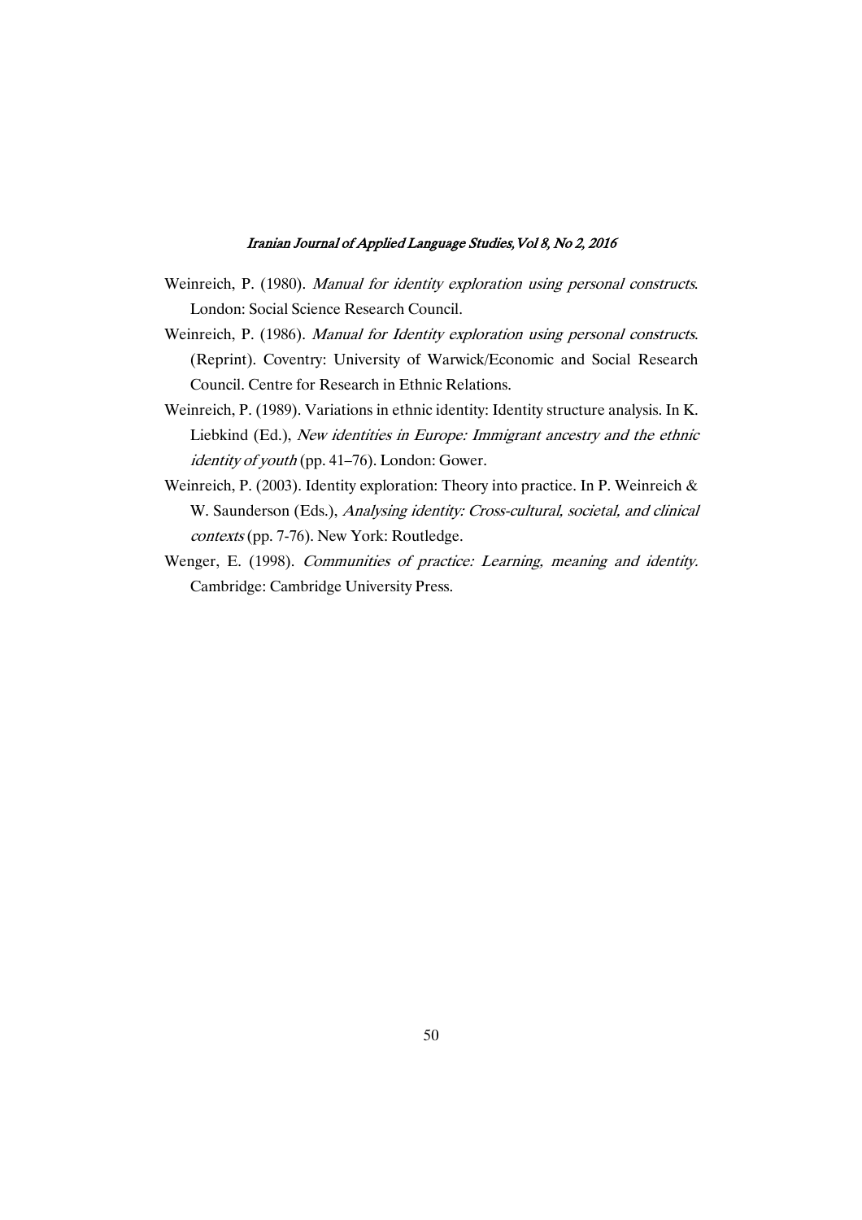Weinreich, P. (1980). *Manual for identity exploration using personal constructs*. London: Social Science Research Council.

Weinreich, P. (1986). *Manual for Identity exploration using personal constructs*. (Reprint). Coventry: University of Warwick/Economic and Social Research Council. Centre for Research in Ethnic Relations.

Weinreich, P. (1989). Variations in ethnic identity: Identity structure analysis. In K. Liebkind (Ed.), *New identities in Europe: Immigrant ancestry and the ethnic identity of youth* (pp. 41–76). London: Gower.

Weinreich, P. (2003). Identity exploration: Theory into practice. In P. Weinreich & W. Saunderson (Eds.), *Analysing identity: Cross-cultural, societal, and clinical contexts* (pp. 7-76). New York: Routledge.

Wenger, E. (1998). *Communities of practice: Learning, meaning and identity.* Cambridge: Cambridge University Press.